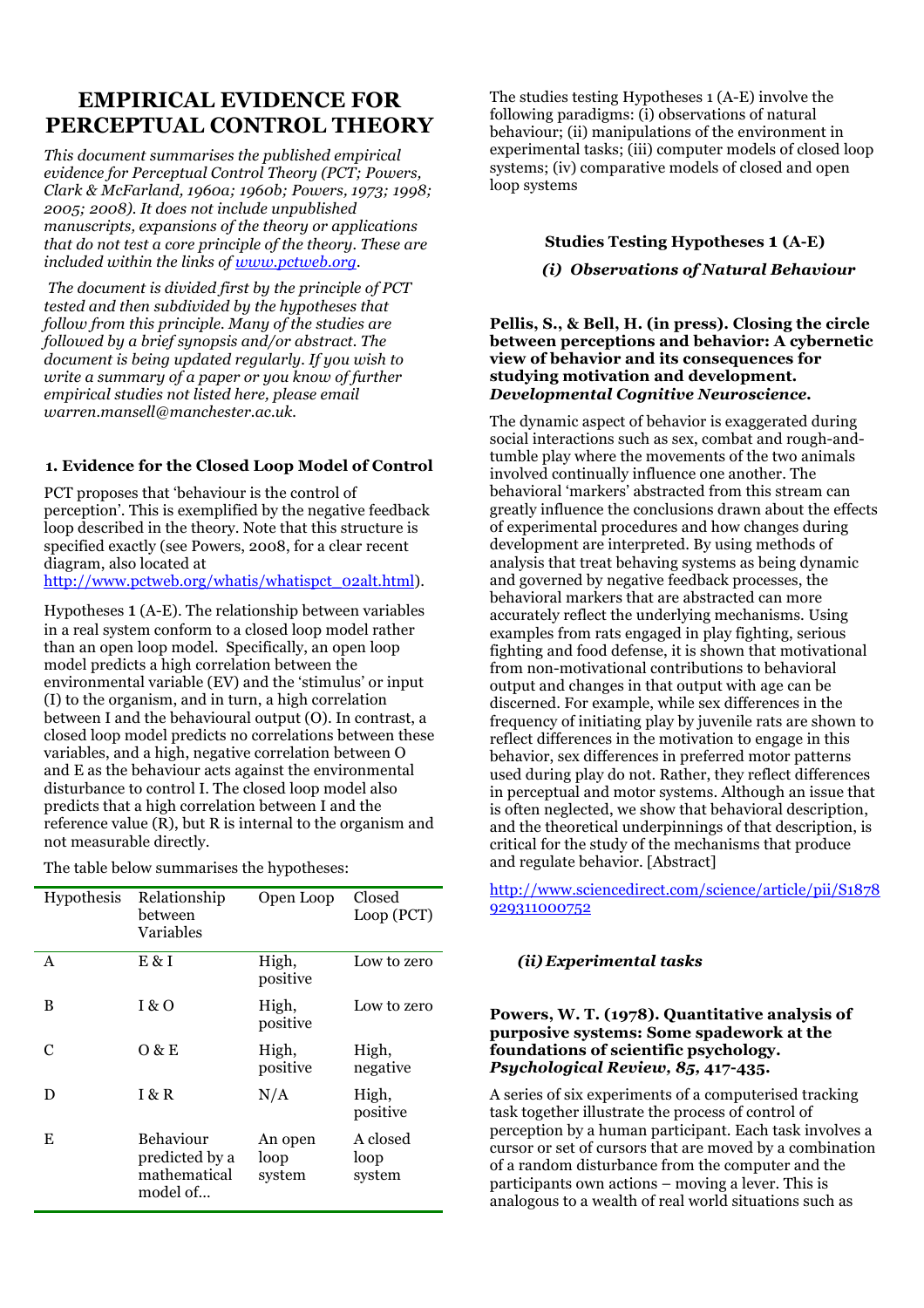# EMPIRICAL EVIDENCE FOR PERCEPTUAL CONTROL THEORY

*This document summarises the published empirical evidence for Perceptual Control Theory (PCT; Powers, Clark & McFarland, 1960a; 1960b; Powers, 1973; 1998; 2005; 2008). It does not include unpublished manuscripts, expansions of the theory or applications that do not test a core principle of the theory. These are included within the links of [www.pctweb.org](www.pctweb.org).*

*The document is divided first by the principle of PCT tested and then subdivided by the hypotheses that follow from this principle. Many of the studies are followed by a brief synopsis and/or abstract. The document is being updated regularly. If you wish to write a summary of a paper or you know of further empirical studies not listed here, please email warren.mansell@manchester.ac.uk.*

## 1. Evidence for the Closed Loop Model of Control

PCT proposes that 'behaviour is the control of perception'. This is exemplified by the negative feedback loop described in the theory. Note that this structure is specified exactly (see Powers, 2008, for a clear recent diagram, also located at [http://www.pctweb.org/whatis/whatispct_02alt.html](http://www.pctweb.org/whatis/whatispct_02alt.html)).

Hypotheses 1 (A-E). The relationship between variables in a real system conform to a closed loop model rather than an open loop model. Specifically, an open loop model predicts a high correlation between the environmental variable (EV) and the 'stimulus' or input (I) to the organism, and in turn, a high correlation between I and the behavioural output (O). In contrast, a closed loop model predicts no correlations between these variables, and a high, negative correlation between O and E as the behaviour acts against the environmental disturbance to control I. The closed loop model also predicts that a high correlation between I and the reference value (R), but R is internal to the organism and not measurable directly.

The table below summarises the hypotheses:

| Hypothesis | Relationship between Variables | Open Loop | Closed Loop (PCT) |
|---|---|---|---|
| A | E & I | High, positive | Low to zero |
| B | I & O | High, positive | Low to zero |
| C | O & E | High, positive | High, negative |
| D | I & R | N/A | High, positive |
| E | Behaviour predicted by a mathematical model of… | An open loop system | A closed loop system |

The studies testing Hypotheses 1 (A-E) involve the following paradigms: (i) observations of natural behaviour; (ii) manipulations of the environment in experimental tasks; (iii) computer models of closed loop systems; (iv) comparative models of closed and open loop systems

### Studies Testing Hypotheses 1 (A-E)

#### *(i) Observations of Natural Behaviour*

**Pellis, S., & Bell, H. (in press). Closing the circle between perceptions and behavior: A cybernetic view of behavior and its consequences for studying motivation and development. *Developmental Cognitive Neuroscience.***

The dynamic aspect of behavior is exaggerated during social interactions such as sex, combat and rough-and-tumble play where the movements of the two animals involved continually influence one another. The behavioral 'markers' abstracted from this stream can greatly influence the conclusions drawn about the effects of experimental procedures and how changes during development are interpreted. By using methods of analysis that treat behaving systems as being dynamic and governed by negative feedback processes, the behavioral markers that are abstracted can more accurately reflect the underlying mechanisms. Using examples from rats engaged in play fighting, serious fighting and food defense, it is shown that motivational from non-motivational contributions to behavioral output and changes in that output with age can be discerned. For example, while sex differences in the frequency of initiating play by juvenile rats are shown to reflect differences in the motivation to engage in this behavior, sex differences in preferred motor patterns used during play do not. Rather, they reflect differences in perceptual and motor systems. Although an issue that is often neglected, we show that behavioral description, and the theoretical underpinnings of that description, is critical for the study of the mechanisms that produce and regulate behavior. [Abstract]

[http://www.sciencedirect.com/science/article/pii/S1878929311000752](http://www.sciencedirect.com/science/article/pii/S1878929311000752)

#### *(ii) Experimental tasks*

**Powers, W. T. (1978). Quantitative analysis of purposive systems: Some spadework at the foundations of scientific psychology. *Psychological Review, 85*, 417-435.**

A series of six experiments of a computerised tracking task together illustrate the process of control of perception by a human participant. Each task involves a cursor or set of cursors that are moved by a combination of a random disturbance from the computer and the participants own actions – moving a lever. This is analogous to a wealth of real world situations such as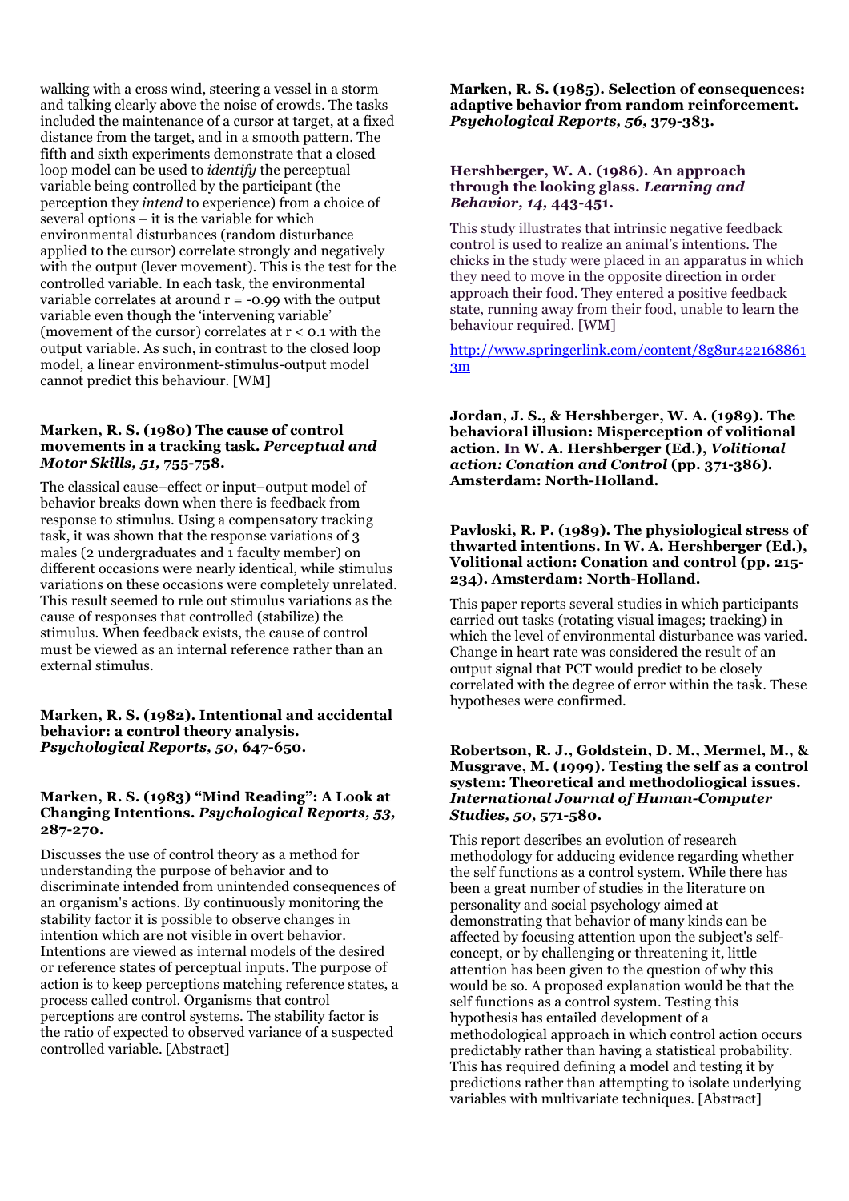walking with a cross wind, steering a vessel in a storm and talking clearly above the noise of crowds. The tasks included the maintenance of a cursor at target, at a fixed distance from the target, and in a smooth pattern. The fifth and sixth experiments demonstrate that a closed loop model can be used to *identify* the perceptual variable being controlled by the participant (the perception they *intend* to experience) from a choice of several options – it is the variable for which environmental disturbances (random disturbance applied to the cursor) correlate strongly and negatively with the output (lever movement). This is the test for the controlled variable. In each task, the environmental variable correlates at around $r = -0.99$ with the output variable even though the 'intervening variable' (movement of the cursor) correlates at $r < 0.1$ with the output variable. As such, in contrast to the closed loop model, a linear environment-stimulus-output model cannot predict this behaviour. [WM]

**Marken, R. S. (1980) The cause of control movements in a tracking task. *Perceptual and Motor Skills, 51,* 755-758.**

The classical cause–effect or input–output model of behavior breaks down when there is feedback from response to stimulus. Using a compensatory tracking task, it was shown that the response variations of 3 males (2 undergraduates and 1 faculty member) on different occasions were nearly identical, while stimulus variations on these occasions were completely unrelated. This result seemed to rule out stimulus variations as the cause of responses that controlled (stabilize) the stimulus. When feedback exists, the cause of control must be viewed as an internal reference rather than an external stimulus.

**Marken, R. S. (1982). Intentional and accidental behavior: a control theory analysis. *Psychological Reports, 50,* 647-650.**

**Marken, R. S. (1983) "Mind Reading": A Look at Changing Intentions. *Psychological Reports, 53,* 287-270.**

Discusses the use of control theory as a method for understanding the purpose of behavior and to discriminate intended from unintended consequences of an organism's actions. By continuously monitoring the stability factor it is possible to observe changes in intention which are not visible in overt behavior. Intentions are viewed as internal models of the desired or reference states of perceptual inputs. The purpose of action is to keep perceptions matching reference states, a process called control. Organisms that control perceptions are control systems. The stability factor is the ratio of expected to observed variance of a suspected controlled variable. [Abstract]

**Marken, R. S. (1985). Selection of consequences: adaptive behavior from random reinforcement. *Psychological Reports, 56,* 379-383.**

**Hershberger, W. A. (1986). An approach through the looking glass. *Learning and Behavior, 14,* 443-451.**

This study illustrates that intrinsic negative feedback control is used to realize an animal's intentions. The chicks in the study were placed in an apparatus in which they need to move in the opposite direction in order approach their food. They entered a positive feedback state, running away from their food, unable to learn the behaviour required. [WM]

http://www.springerlink.com/content/8g8ur4221688613m

**Jordan, J. S., & Hershberger, W. A. (1989). The behavioral illusion: Misperception of volitional action. In W. A. Hershberger (Ed.), *Volitional action: Conation and Control* (pp. 371-386). Amsterdam: North-Holland.**

**Pavloski, R. P. (1989). The physiological stress of thwarted intentions. In W. A. Hershberger (Ed.), Volitional action: Conation and control (pp. 215-234). Amsterdam: North-Holland.**

This paper reports several studies in which participants carried out tasks (rotating visual images; tracking) in which the level of environmental disturbance was varied. Change in heart rate was considered the result of an output signal that PCT would predict to be closely correlated with the degree of error within the task. These hypotheses were confirmed.

**Robertson, R. J., Goldstein, D. M., Mermel, M., & Musgrave, M. (1999). Testing the self as a control system: Theoretical and methodoliogical issues. *International Journal of Human-Computer Studies, 50,* 571-580.**

This report describes an evolution of research methodology for adducing evidence regarding whether the self functions as a control system. While there has been a great number of studies in the literature on personality and social psychology aimed at demonstrating that behavior of many kinds can be affected by focusing attention upon the subject's self-concept, or by challenging or threatening it, little attention has been given to the question of why this would be so. A proposed explanation would be that the self functions as a control system. Testing this hypothesis has entailed development of a methodological approach in which control action occurs predictably rather than having a statistical probability. This has required defining a model and testing it by predictions rather than attempting to isolate underlying variables with multivariate techniques. [Abstract]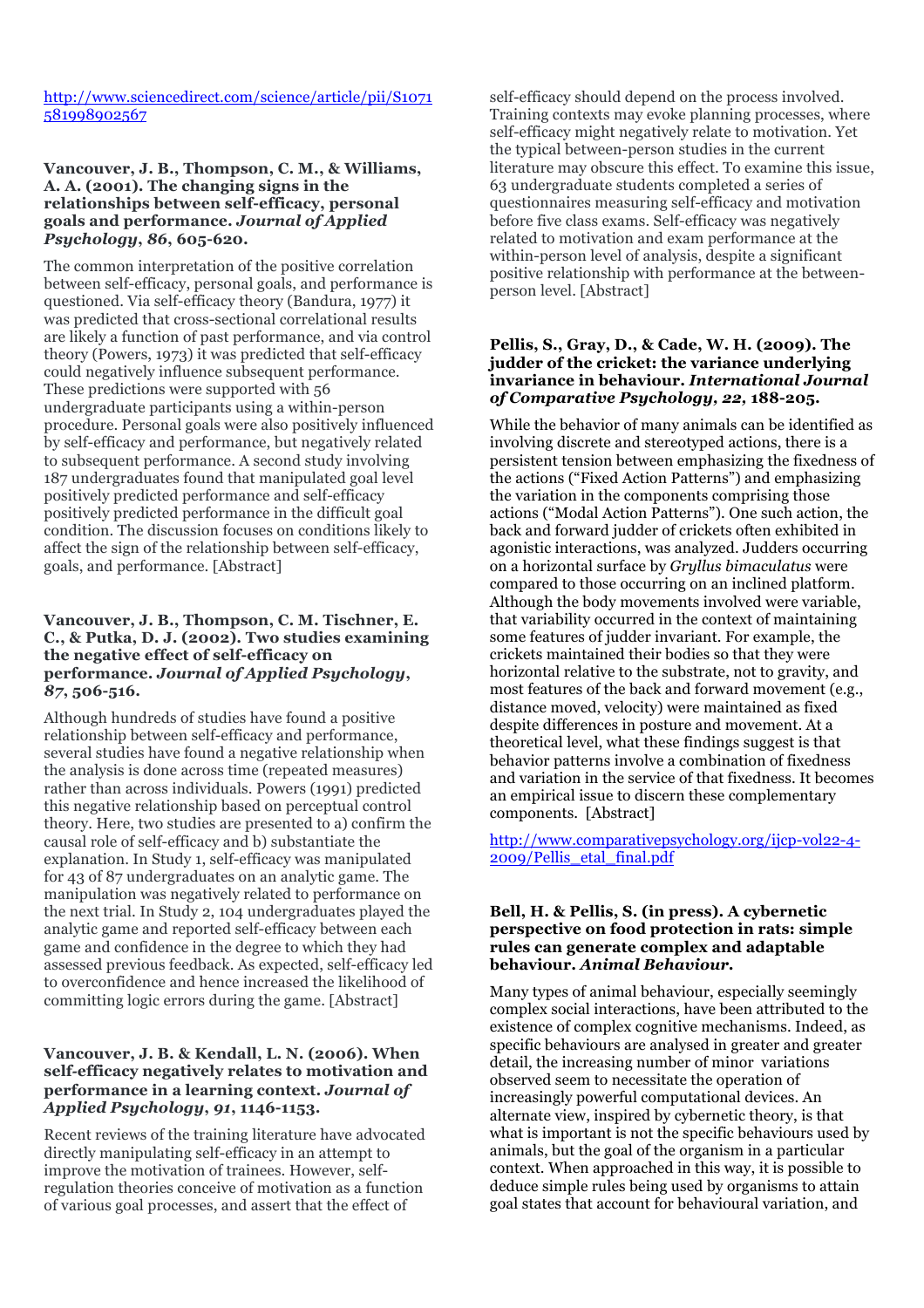http://www.sciencedirect.com/science/article/pii/S1071581998902567

**Vancouver, J. B., Thompson, C. M., & Williams, A. A. (2001). The changing signs in the relationships between self-efficacy, personal goals and performance. *Journal of Applied Psychology*, *86*, 605-620.**

The common interpretation of the positive correlation between self-efficacy, personal goals, and performance is questioned. Via self-efficacy theory (Bandura, 1977) it was predicted that cross-sectional correlational results are likely a function of past performance, and via control theory (Powers, 1973) it was predicted that self-efficacy could negatively influence subsequent performance. These predictions were supported with 56 undergraduate participants using a within-person procedure. Personal goals were also positively influenced by self-efficacy and performance, but negatively related to subsequent performance. A second study involving 187 undergraduates found that manipulated goal level positively predicted performance and self-efficacy positively predicted performance in the difficult goal condition. The discussion focuses on conditions likely to affect the sign of the relationship between self-efficacy, goals, and performance. [Abstract]

**Vancouver, J. B., Thompson, C. M. Tischner, E. C., & Putka, D. J. (2002). Two studies examining the negative effect of self-efficacy on performance. *Journal of Applied Psychology*, *87*, 506-516.**

Although hundreds of studies have found a positive relationship between self-efficacy and performance, several studies have found a negative relationship when the analysis is done across time (repeated measures) rather than across individuals. Powers (1991) predicted this negative relationship based on perceptual control theory. Here, two studies are presented to a) confirm the causal role of self-efficacy and b) substantiate the explanation. In Study 1, self-efficacy was manipulated for 43 of 87 undergraduates on an analytic game. The manipulation was negatively related to performance on the next trial. In Study 2, 104 undergraduates played the analytic game and reported self-efficacy between each game and confidence in the degree to which they had assessed previous feedback. As expected, self-efficacy led to overconfidence and hence increased the likelihood of committing logic errors during the game. [Abstract]

**Vancouver, J. B. & Kendall, L. N. (2006). When self-efficacy negatively relates to motivation and performance in a learning context. *Journal of Applied Psychology*, *91*, 1146-1153.**

Recent reviews of the training literature have advocated directly manipulating self-efficacy in an attempt to improve the motivation of trainees. However, self-regulation theories conceive of motivation as a function of various goal processes, and assert that the effect of self-efficacy should depend on the process involved. Training contexts may evoke planning processes, where self-efficacy might negatively relate to motivation. Yet the typical between-person studies in the current literature may obscure this effect. To examine this issue, 63 undergraduate students completed a series of questionnaires measuring self-efficacy and motivation before five class exams. Self-efficacy was negatively related to motivation and exam performance at the within-person level of analysis, despite a significant positive relationship with performance at the between-person level. [Abstract]

**Pellis, S., Gray, D., & Cade, W. H. (2009). The judder of the cricket: the variance underlying invariance in behaviour. *International Journal of Comparative Psychology*, *22*, 188-205.**

While the behavior of many animals can be identified as involving discrete and stereotyped actions, there is a persistent tension between emphasizing the fixedness of the actions ("Fixed Action Patterns") and emphasizing the variation in the components comprising those actions ("Modal Action Patterns"). One such action, the back and forward judder of crickets often exhibited in agonistic interactions, was analyzed. Judders occurring on a horizontal surface by *Gryllus bimaculatus* were compared to those occurring on an inclined platform. Although the body movements involved were variable, that variability occurred in the context of maintaining some features of judder invariant. For example, the crickets maintained their bodies so that they were horizontal relative to the substrate, not to gravity, and most features of the back and forward movement (e.g., distance moved, velocity) were maintained as fixed despite differences in posture and movement. At a theoretical level, what these findings suggest is that behavior patterns involve a combination of fixedness and variation in the service of that fixedness. It becomes an empirical issue to discern these complementary components. [Abstract]

http://www.comparativepsychology.org/ijcp-vol22-4-2009/Pellis_etal_final.pdf

**Bell, H. & Pellis, S. (in press). A cybernetic perspective on food protection in rats: simple rules can generate complex and adaptable behaviour. *Animal Behaviour*.**

Many types of animal behaviour, especially seemingly complex social interactions, have been attributed to the existence of complex cognitive mechanisms. Indeed, as specific behaviours are analysed in greater and greater detail, the increasing number of minor variations observed seem to necessitate the operation of increasingly powerful computational devices. An alternate view, inspired by cybernetic theory, is that what is important is not the specific behaviours used by animals, but the goal of the organism in a particular context. When approached in this way, it is possible to deduce simple rules being used by organisms to attain goal states that account for behavioural variation, and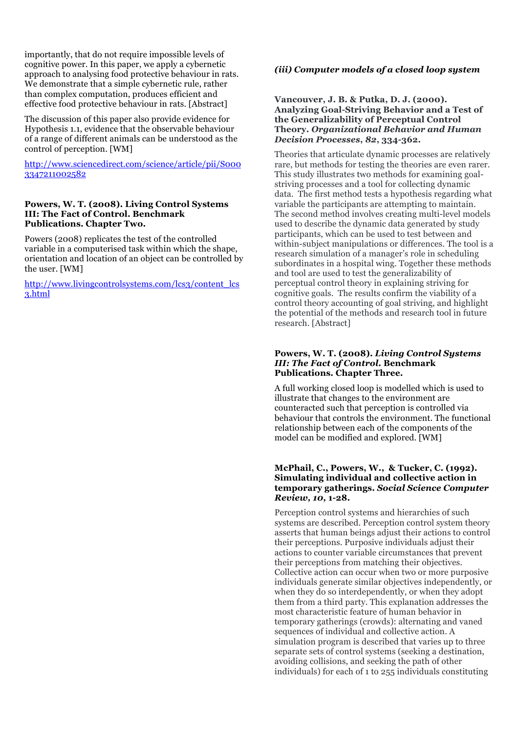importantly, that do not require impossible levels of cognitive power. In this paper, we apply a cybernetic approach to analysing food protective behaviour in rats. We demonstrate that a simple cybernetic rule, rather than complex computation, produces efficient and effective food protective behaviour in rats. [Abstract]

The discussion of this paper also provide evidence for Hypothesis 1.1, evidence that the observable behaviour of a range of different animals can be understood as the control of perception. [WM]

http://www.sciencedirect.com/science/article/pii/S0003347211002582

**Powers, W. T. (2008). Living Control Systems III: The Fact of Control. Benchmark Publications. Chapter Two.**

Powers (2008) replicates the test of the controlled variable in a computerised task within which the shape, orientation and location of an object can be controlled by the user. [WM]

http://www.livingcontrolsystems.com/lcs3/content_lcs3.html

### *(iii) Computer models of a closed loop system*

**Vancouver, J. B. & Putka, D. J. (2000). Analyzing Goal-Striving Behavior and a Test of the Generalizability of Perceptual Control Theory. *Organizational Behavior and Human Decision Processes*, *82*, 334-362.**

Theories that articulate dynamic processes are relatively rare, but methods for testing the theories are even rarer. This study illustrates two methods for examining goal-striving processes and a tool for collecting dynamic data. The first method tests a hypothesis regarding what variable the participants are attempting to maintain. The second method involves creating multi-level models used to describe the dynamic data generated by study participants, which can be used to test between and within-subject manipulations or differences. The tool is a research simulation of a manager's role in scheduling subordinates in a hospital wing. Together these methods and tool are used to test the generalizability of perceptual control theory in explaining striving for cognitive goals. The results confirm the viability of a control theory accounting of goal striving, and highlight the potential of the methods and research tool in future research. [Abstract]

**Powers, W. T. (2008). *Living Control Systems III: The Fact of Control.* Benchmark Publications. Chapter Three.**

A full working closed loop is modelled which is used to illustrate that changes to the environment are counteracted such that perception is controlled via behaviour that controls the environment. The functional relationship between each of the components of the model can be modified and explored. [WM]

**McPhail, C., Powers, W., & Tucker, C. (1992). Simulating individual and collective action in temporary gatherings. *Social Science Computer Review*, *10*, 1-28.**

Perception control systems and hierarchies of such systems are described. Perception control system theory asserts that human beings adjust their actions to control their perceptions. Purposive individuals adjust their actions to counter variable circumstances that prevent their perceptions from matching their objectives. Collective action can occur when two or more purposive individuals generate similar objectives independently, or when they do so interdependently, or when they adopt them from a third party. This explanation addresses the most characteristic feature of human behavior in temporary gatherings (crowds): alternating and vaned sequences of individual and collective action. A simulation program is described that varies up to three separate sets of control systems (seeking a destination, avoiding collisions, and seeking the path of other individuals) for each of 1 to 255 individuals constituting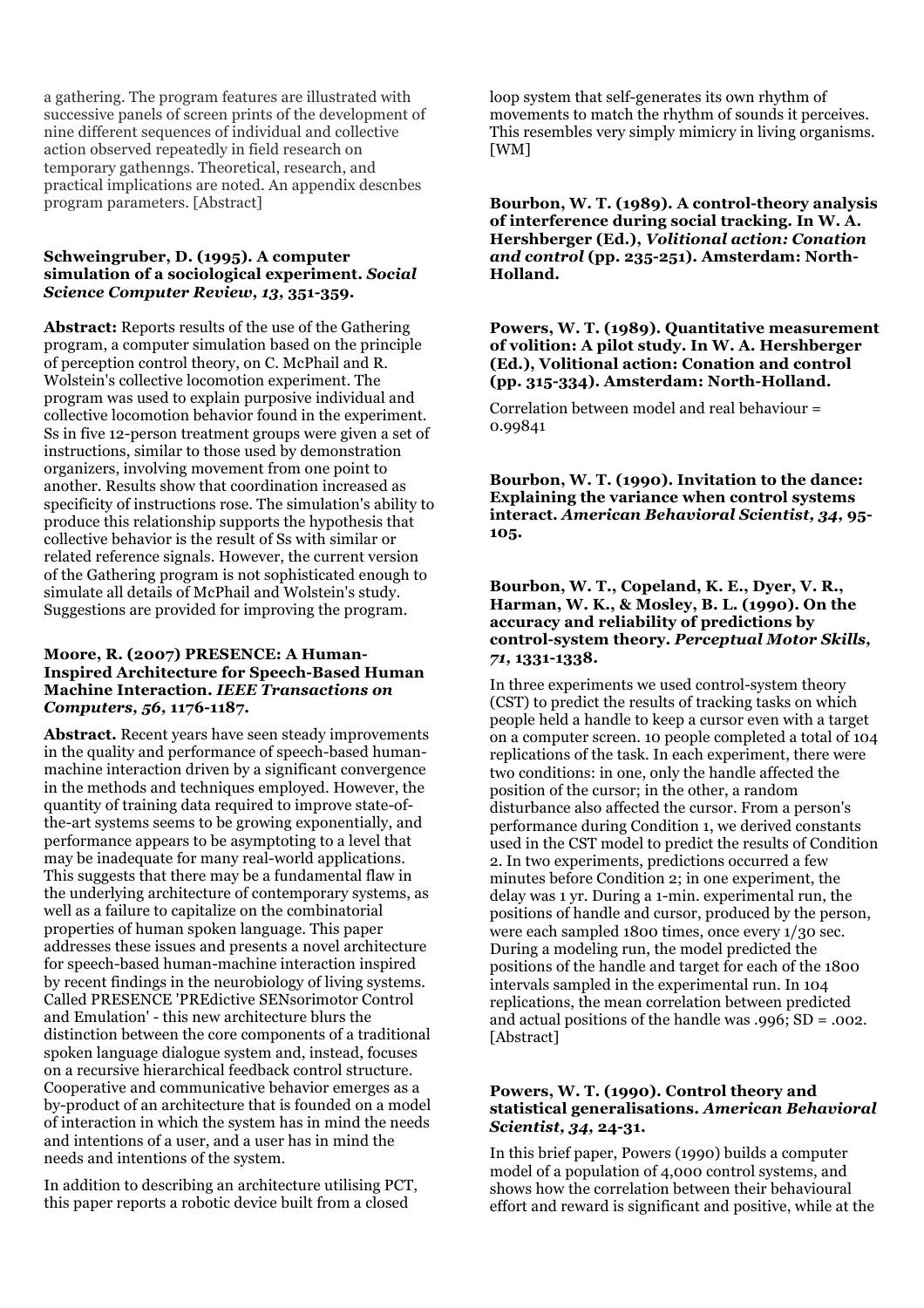a gathering. The program features are illustrated with successive panels of screen prints of the development of nine different sequences of individual and collective action observed repeatedly in field research on temporary gathenngs. Theoretical, research, and practical implications are noted. An appendix descnbes program parameters. [Abstract]

**Schweingruber, D. (1995). A computer simulation of a sociological experiment. *Social Science Computer Review, 13,* 351-359.**

**Abstract:** Reports results of the use of the Gathering program, a computer simulation based on the principle of perception control theory, on C. McPhail and R. Wolstein's collective locomotion experiment. The program was used to explain purposive individual and collective locomotion behavior found in the experiment. Ss in five 12-person treatment groups were given a set of instructions, similar to those used by demonstration organizers, involving movement from one point to another. Results show that coordination increased as specificity of instructions rose. The simulation's ability to produce this relationship supports the hypothesis that collective behavior is the result of Ss with similar or related reference signals. However, the current version of the Gathering program is not sophisticated enough to simulate all details of McPhail and Wolstein's study. Suggestions are provided for improving the program.

**Moore, R. (2007) PRESENCE: A Human-Inspired Architecture for Speech-Based Human Machine Interaction. *IEEE Transactions on Computers, 56,* 1176-1187.**

**Abstract.** Recent years have seen steady improvements in the quality and performance of speech-based human-machine interaction driven by a significant convergence in the methods and techniques employed. However, the quantity of training data required to improve state-of-the-art systems seems to be growing exponentially, and performance appears to be asymptoting to a level that may be inadequate for many real-world applications. This suggests that there may be a fundamental flaw in the underlying architecture of contemporary systems, as well as a failure to capitalize on the combinatorial properties of human spoken language. This paper addresses these issues and presents a novel architecture for speech-based human-machine interaction inspired by recent findings in the neurobiology of living systems. Called PRESENCE 'PREdictive SENsorimotor Control and Emulation' - this new architecture blurs the distinction between the core components of a traditional spoken language dialogue system and, instead, focuses on a recursive hierarchical feedback control structure. Cooperative and communicative behavior emerges as a by-product of an architecture that is founded on a model of interaction in which the system has in mind the needs and intentions of a user, and a user has in mind the needs and intentions of the system.

In addition to describing an architecture utilising PCT, this paper reports a robotic device built from a closed loop system that self-generates its own rhythm of movements to match the rhythm of sounds it perceives. This resembles very simply mimicry in living organisms. [WM]

**Bourbon, W. T. (1989). A control-theory analysis of interference during social tracking. In W. A. Hershberger (Ed.), *Volitional action: Conation and control* (pp. 235-251). Amsterdam: North-Holland.**

**Powers, W. T. (1989). Quantitative measurement of volition: A pilot study. In W. A. Hershberger (Ed.), Volitional action: Conation and control (pp. 315-334). Amsterdam: North-Holland.**

Correlation between model and real behaviour = 0.99841

**Bourbon, W. T. (1990). Invitation to the dance: Explaining the variance when control systems interact. *American Behavioral Scientist, 34,* 95-105.**

**Bourbon, W. T., Copeland, K. E., Dyer, V. R., Harman, W. K., & Mosley, B. L. (1990). On the accuracy and reliability of predictions by control-system theory. *Perceptual Motor Skills, 71,* 1331-1338.**

In three experiments we used control-system theory (CST) to predict the results of tracking tasks on which people held a handle to keep a cursor even with a target on a computer screen. 10 people completed a total of 104 replications of the task. In each experiment, there were two conditions: in one, only the handle affected the position of the cursor; in the other, a random disturbance also affected the cursor. From a person's performance during Condition 1, we derived constants used in the CST model to predict the results of Condition 2. In two experiments, predictions occurred a few minutes before Condition 2; in one experiment, the delay was 1 yr. During a 1-min. experimental run, the positions of handle and cursor, produced by the person, were each sampled 1800 times, once every 1/30 sec. During a modeling run, the model predicted the positions of the handle and target for each of the 1800 intervals sampled in the experimental run. In 104 replications, the mean correlation between predicted and actual positions of the handle was .996; SD = .002. [Abstract]

**Powers, W. T. (1990). Control theory and statistical generalisations. *American Behavioral Scientist, 34,* 24-31.**

In this brief paper, Powers (1990) builds a computer model of a population of 4,000 control systems, and shows how the correlation between their behavioural effort and reward is significant and positive, while at the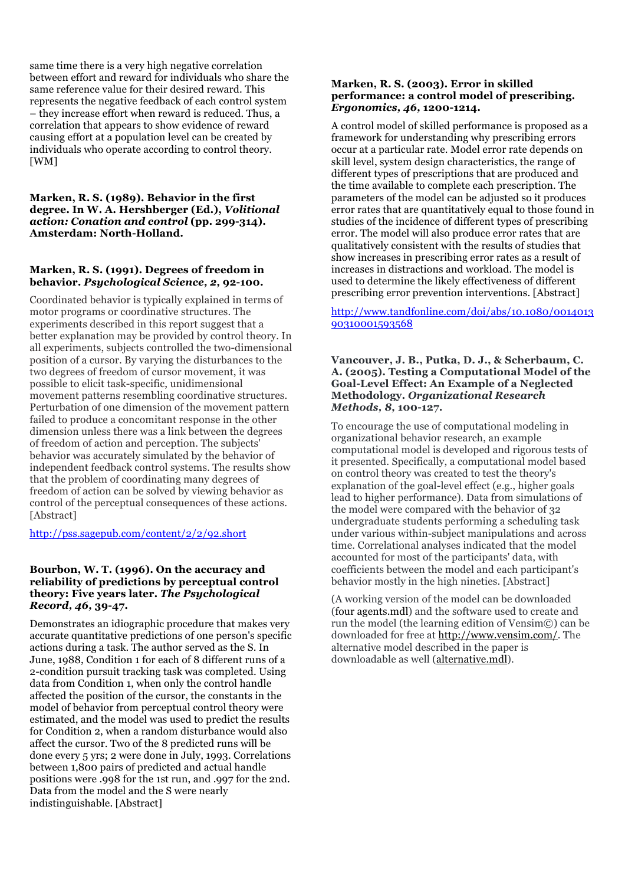same time there is a very high negative correlation between effort and reward for individuals who share the same reference value for their desired reward. This represents the negative feedback of each control system – they increase effort when reward is reduced. Thus, a correlation that appears to show evidence of reward causing effort at a population level can be created by individuals who operate according to control theory. [WM]

**Marken, R. S. (1989). Behavior in the first degree. In W. A. Hershberger (Ed.), *Volitional action: Conation and control* (pp. 299-314). Amsterdam: North-Holland.**

**Marken, R. S. (1991). Degrees of freedom in behavior. *Psychological Science, 2*, 92-100.**

Coordinated behavior is typically explained in terms of motor programs or coordinative structures. The experiments described in this report suggest that a better explanation may be provided by control theory. In all experiments, subjects controlled the two-dimensional position of a cursor. By varying the disturbances to the two degrees of freedom of cursor movement, it was possible to elicit task-specific, unidimensional movement patterns resembling coordinative structures. Perturbation of one dimension of the movement pattern failed to produce a concomitant response in the other dimension unless there was a link between the degrees of freedom of action and perception. The subjects' behavior was accurately simulated by the behavior of independent feedback control systems. The results show that the problem of coordinating many degrees of freedom of action can be solved by viewing behavior as control of the perceptual consequences of these actions. [Abstract]

http://pss.sagepub.com/content/2/2/92.short

**Bourbon, W. T. (1996). On the accuracy and reliability of predictions by perceptual control theory: Five years later. *The Psychological Record, 46*, 39-47.**

Demonstrates an idiographic procedure that makes very accurate quantitative predictions of one person's specific actions during a task. The author served as the S. In June, 1988, Condition 1 for each of 8 different runs of a 2-condition pursuit tracking task was completed. Using data from Condition 1, when only the control handle affected the position of the cursor, the constants in the model of behavior from perceptual control theory were estimated, and the model was used to predict the results for Condition 2, when a random disturbance would also affect the cursor. Two of the 8 predicted runs will be done every 5 yrs; 2 were done in July, 1993. Correlations between 1,800 pairs of predicted and actual handle positions were .998 for the 1st run, and .997 for the 2nd. Data from the model and the S were nearly indistinguishable. [Abstract]

**Marken, R. S. (2003). Error in skilled performance: a control model of prescribing. *Ergonomics, 46*, 1200-1214.**

A control model of skilled performance is proposed as a framework for understanding why prescribing errors occur at a particular rate. Model error rate depends on skill level, system design characteristics, the range of different types of prescriptions that are produced and the time available to complete each prescription. The parameters of the model can be adjusted so it produces error rates that are quantitatively equal to those found in studies of the incidence of different types of prescribing error. The model will also produce error rates that are qualitatively consistent with the results of studies that show increases in prescribing error rates as a result of increases in distractions and workload. The model is used to determine the likely effectiveness of different prescribing error prevention interventions. [Abstract]

http://www.tandfonline.com/doi/abs/10.1080/00140139031000159356​8

**Vancouver, J. B., Putka, D. J., & Scherbaum, C. A. (2005). Testing a Computational Model of the Goal-Level Effect: An Example of a Neglected Methodology. *Organizational Research Methods, 8*, 100-127.**

To encourage the use of computational modeling in organizational behavior research, an example computational model is developed and rigorous tests of it presented. Specifically, a computational model based on control theory was created to test the theory's explanation of the goal-level effect (e.g., higher goals lead to higher performance). Data from simulations of the model were compared with the behavior of 32 undergraduate students performing a scheduling task under various within-subject manipulations and across time. Correlational analyses indicated that the model accounted for most of the participants' data, with coefficients between the model and each participant's behavior mostly in the high nineties. [Abstract]

(A working version of the model can be downloaded (four agents.mdl) and the software used to create and run the model (the learning edition of Vensim©) can be downloaded for free at http://www.vensim.com/. The alternative model described in the paper is downloadable as well (alternative.mdl).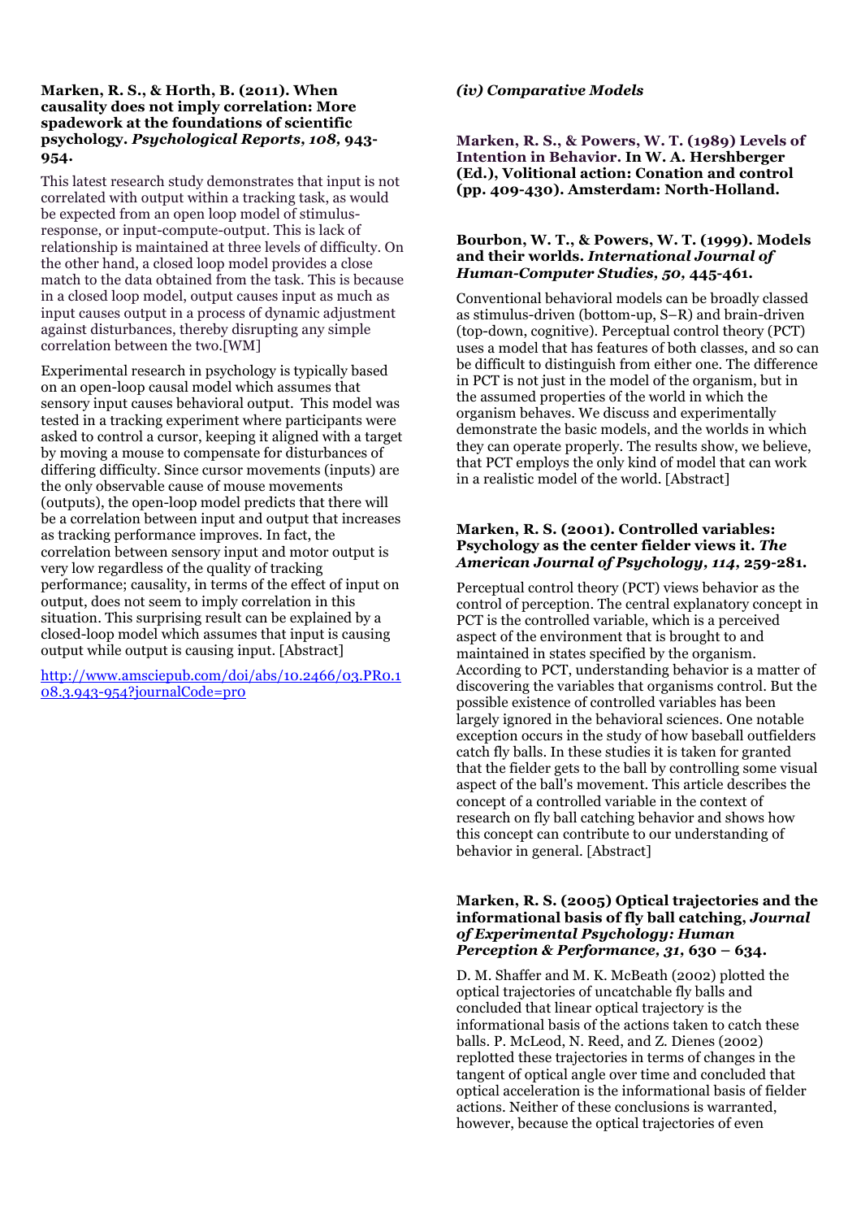**Marken, R. S., & Horth, B. (2011). When causality does not imply correlation: More spadework at the foundations of scientific psychology. *Psychological Reports, 108*, 943-954.**

This latest research study demonstrates that input is not correlated with output within a tracking task, as would be expected from an open loop model of stimulus-response, or input-compute-output. This is lack of relationship is maintained at three levels of difficulty. On the other hand, a closed loop model provides a close match to the data obtained from the task. This is because in a closed loop model, output causes input as much as input causes output in a process of dynamic adjustment against disturbances, thereby disrupting any simple correlation between the two.[WM]

Experimental research in psychology is typically based on an open-loop causal model which assumes that sensory input causes behavioral output. This model was tested in a tracking experiment where participants were asked to control a cursor, keeping it aligned with a target by moving a mouse to compensate for disturbances of differing difficulty. Since cursor movements (inputs) are the only observable cause of mouse movements (outputs), the open-loop model predicts that there will be a correlation between input and output that increases as tracking performance improves. In fact, the correlation between sensory input and motor output is very low regardless of the quality of tracking performance; causality, in terms of the effect of input on output, does not seem to imply correlation in this situation. This surprising result can be explained by a closed-loop model which assumes that input is causing output while output is causing input. [Abstract]

[http://www.amsciepub.com/doi/abs/10.2466/03.PR0.108.3.943-954?journalCode=pr0](http://www.amsciepub.com/doi/abs/10.2466/03.PR0.108.3.943-954?journalCode=pr0)

### *(iv) Comparative Models*

**Marken, R. S., & Powers, W. T. (1989) Levels of Intention in Behavior. In W. A. Hershberger (Ed.), Volitional action: Conation and control (pp. 409-430). Amsterdam: North-Holland.**

**Bourbon, W. T., & Powers, W. T. (1999). Models and their worlds. *International Journal of Human-Computer Studies, 50*, 445-461.**

Conventional behavioral models can be broadly classed as stimulus-driven (bottom-up, S–R) and brain-driven (top-down, cognitive). Perceptual control theory (PCT) uses a model that has features of both classes, and so can be difficult to distinguish from either one. The difference in PCT is not just in the model of the organism, but in the assumed properties of the world in which the organism behaves. We discuss and experimentally demonstrate the basic models, and the worlds in which they can operate properly. The results show, we believe, that PCT employs the only kind of model that can work in a realistic model of the world. [Abstract]

**Marken, R. S. (2001). Controlled variables: Psychology as the center fielder views it. *The American Journal of Psychology, 114*, 259-281.**

Perceptual control theory (PCT) views behavior as the control of perception. The central explanatory concept in PCT is the controlled variable, which is a perceived aspect of the environment that is brought to and maintained in states specified by the organism. According to PCT, understanding behavior is a matter of discovering the variables that organisms control. But the possible existence of controlled variables has been largely ignored in the behavioral sciences. One notable exception occurs in the study of how baseball outfielders catch fly balls. In these studies it is taken for granted that the fielder gets to the ball by controlling some visual aspect of the ball's movement. This article describes the concept of a controlled variable in the context of research on fly ball catching behavior and shows how this concept can contribute to our understanding of behavior in general. [Abstract]

**Marken, R. S. (2005) Optical trajectories and the informational basis of fly ball catching, *Journal of Experimental Psychology: Human Perception & Performance, 31*, 630 – 634.**

D. M. Shaffer and M. K. McBeath (2002) plotted the optical trajectories of uncatchable fly balls and concluded that linear optical trajectory is the informational basis of the actions taken to catch these balls. P. McLeod, N. Reed, and Z. Dienes (2002) replotted these trajectories in terms of changes in the tangent of optical angle over time and concluded that optical acceleration is the informational basis of fielder actions. Neither of these conclusions is warranted, however, because the optical trajectories of even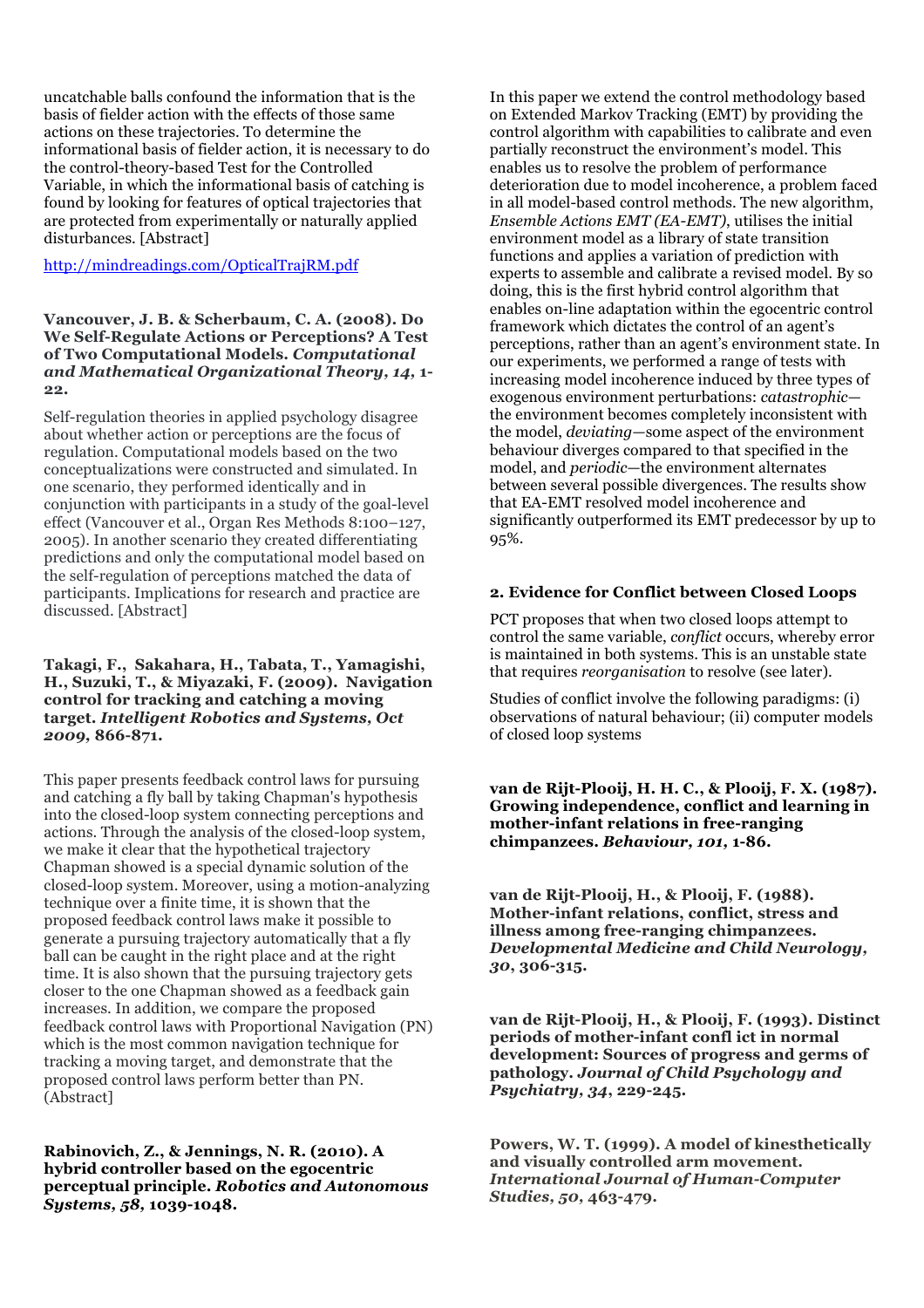uncatchable balls confound the information that is the basis of fielder action with the effects of those same actions on these trajectories. To determine the informational basis of fielder action, it is necessary to do the control-theory-based Test for the Controlled Variable, in which the informational basis of catching is found by looking for features of optical trajectories that are protected from experimentally or naturally applied disturbances. [Abstract]

http://mindreadings.com/OpticalTrajRM.pdf

**Vancouver, J. B. & Scherbaum, C. A. (2008). Do We Self-Regulate Actions or Perceptions? A Test of Two Computational Models. *Computational and Mathematical Organizational Theory, 14,* 1-22.**

Self-regulation theories in applied psychology disagree about whether action or perceptions are the focus of regulation. Computational models based on the two conceptualizations were constructed and simulated. In one scenario, they performed identically and in conjunction with participants in a study of the goal-level effect (Vancouver et al., Organ Res Methods 8:100–127, 2005). In another scenario they created differentiating predictions and only the computational model based on the self-regulation of perceptions matched the data of participants. Implications for research and practice are discussed. [Abstract]

**Takagi, F., Sakahara, H., Tabata, T., Yamagishi, H., Suzuki, T., & Miyazaki, F. (2009). Navigation control for tracking and catching a moving target. *Intelligent Robotics and Systems, Oct 2009,* 866-871.**

This paper presents feedback control laws for pursuing and catching a fly ball by taking Chapman's hypothesis into the closed-loop system connecting perceptions and actions. Through the analysis of the closed-loop system, we make it clear that the hypothetical trajectory Chapman showed is a special dynamic solution of the closed-loop system. Moreover, using a motion-analyzing technique over a finite time, it is shown that the proposed feedback control laws make it possible to generate a pursuing trajectory automatically that a fly ball can be caught in the right place and at the right time. It is also shown that the pursuing trajectory gets closer to the one Chapman showed as a feedback gain increases. In addition, we compare the proposed feedback control laws with Proportional Navigation (PN) which is the most common navigation technique for tracking a moving target, and demonstrate that the proposed control laws perform better than PN. [Abstract]

**Rabinovich, Z., & Jennings, N. R. (2010). A hybrid controller based on the egocentric perceptual principle. *Robotics and Autonomous Systems, 58,* 1039-1048.**

In this paper we extend the control methodology based on Extended Markov Tracking (EMT) by providing the control algorithm with capabilities to calibrate and even partially reconstruct the environment's model. This enables us to resolve the problem of performance deterioration due to model incoherence, a problem faced in all model-based control methods. The new algorithm, *Ensemble Actions EMT (EA-EMT)*, utilises the initial environment model as a library of state transition functions and applies a variation of prediction with experts to assemble and calibrate a revised model. By so doing, this is the first hybrid control algorithm that enables on-line adaptation within the egocentric control framework which dictates the control of an agent's perceptions, rather than an agent's environment state. In our experiments, we performed a range of tests with increasing model incoherence induced by three types of exogenous environment perturbations: *catastrophic*—the environment becomes completely inconsistent with the model, *deviating*—some aspect of the environment behaviour diverges compared to that specified in the model, and *periodic*—the environment alternates between several possible divergences. The results show that EA-EMT resolved model incoherence and significantly outperformed its EMT predecessor by up to 95%.

## 2. Evidence for Conflict between Closed Loops

PCT proposes that when two closed loops attempt to control the same variable, *conflict* occurs, whereby error is maintained in both systems. This is an unstable state that requires *reorganisation* to resolve (see later).

Studies of conflict involve the following paradigms: (i) observations of natural behaviour; (ii) computer models of closed loop systems

**van de Rijt-Plooij, H. H. C., & Plooij, F. X. (1987). Growing independence, conflict and learning in mother-infant relations in free-ranging chimpanzees. *Behaviour, 101,* 1-86.**

**van de Rijt-Plooij, H., & Plooij, F. (1988). Mother-infant relations, conflict, stress and illness among free-ranging chimpanzees. *Developmental Medicine and Child Neurology, 30*, 306-315.**

**van de Rijt-Plooij, H., & Plooij, F. (1993). Distinct periods of mother-infant confl ict in normal development: Sources of progress and germs of pathology. *Journal of Child Psychology and Psychiatry, 34*, 229-245.**

**Powers, W. T. (1999). A model of kinesthetically and visually controlled arm movement. *International Journal of Human-Computer Studies, 50*, 463-479.**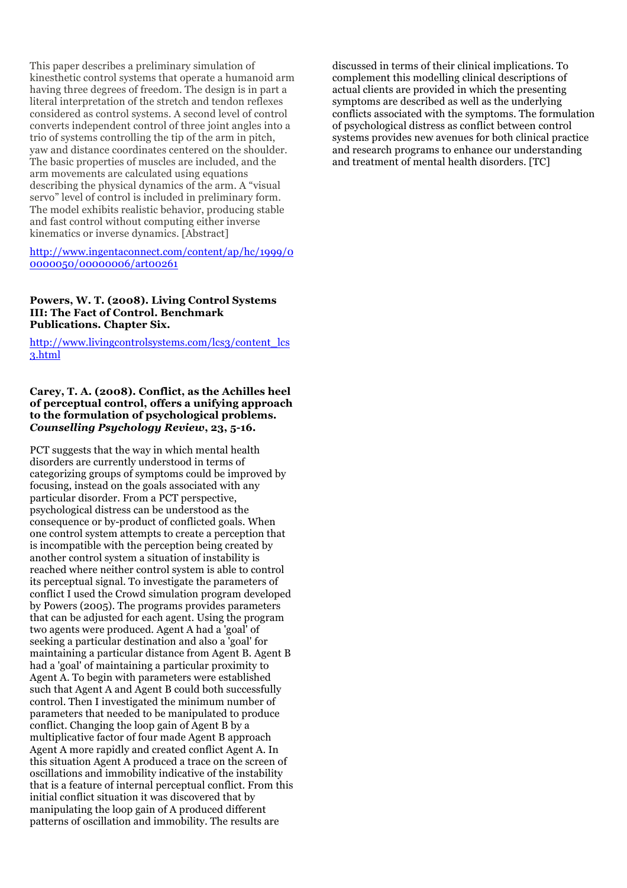This paper describes a preliminary simulation of kinesthetic control systems that operate a humanoid arm having three degrees of freedom. The design is in part a literal interpretation of the stretch and tendon reflexes considered as control systems. A second level of control converts independent control of three joint angles into a trio of systems controlling the tip of the arm in pitch, yaw and distance coordinates centered on the shoulder. The basic properties of muscles are included, and the arm movements are calculated using equations describing the physical dynamics of the arm. A "visual servo" level of control is included in preliminary form. The model exhibits realistic behavior, producing stable and fast control without computing either inverse kinematics or inverse dynamics. [Abstract]

http://www.ingentaconnect.com/content/ap/hc/1999/00000050/00000006/art00261

**Powers, W. T. (2008). Living Control Systems III: The Fact of Control. Benchmark Publications. Chapter Six.**

http://www.livingcontrolsystems.com/lcs3/content_lcs3.html

**Carey, T. A. (2008). Conflict, as the Achilles heel of perceptual control, offers a unifying approach to the formulation of psychological problems. *Counselling Psychology Review*, 23, 5-16.**

PCT suggests that the way in which mental health disorders are currently understood in terms of categorizing groups of symptoms could be improved by focusing, instead on the goals associated with any particular disorder. From a PCT perspective, psychological distress can be understood as the consequence or by-product of conflicted goals. When one control system attempts to create a perception that is incompatible with the perception being created by another control system a situation of instability is reached where neither control system is able to control its perceptual signal. To investigate the parameters of conflict I used the Crowd simulation program developed by Powers (2005). The programs provides parameters that can be adjusted for each agent. Using the program two agents were produced. Agent A had a 'goal' of seeking a particular destination and also a 'goal' for maintaining a particular distance from Agent B. Agent B had a 'goal' of maintaining a particular proximity to Agent A. To begin with parameters were established such that Agent A and Agent B could both successfully control. Then I investigated the minimum number of parameters that needed to be manipulated to produce conflict. Changing the loop gain of Agent B by a multiplicative factor of four made Agent B approach Agent A more rapidly and created conflict Agent A. In this situation Agent A produced a trace on the screen of oscillations and immobility indicative of the instability that is a feature of internal perceptual conflict. From this initial conflict situation it was discovered that by manipulating the loop gain of A produced different patterns of oscillation and immobility. The results are discussed in terms of their clinical implications. To complement this modelling clinical descriptions of actual clients are provided in which the presenting symptoms are described as well as the underlying conflicts associated with the symptoms. The formulation of psychological distress as conflict between control systems provides new avenues for both clinical practice and research programs to enhance our understanding and treatment of mental health disorders. [TC]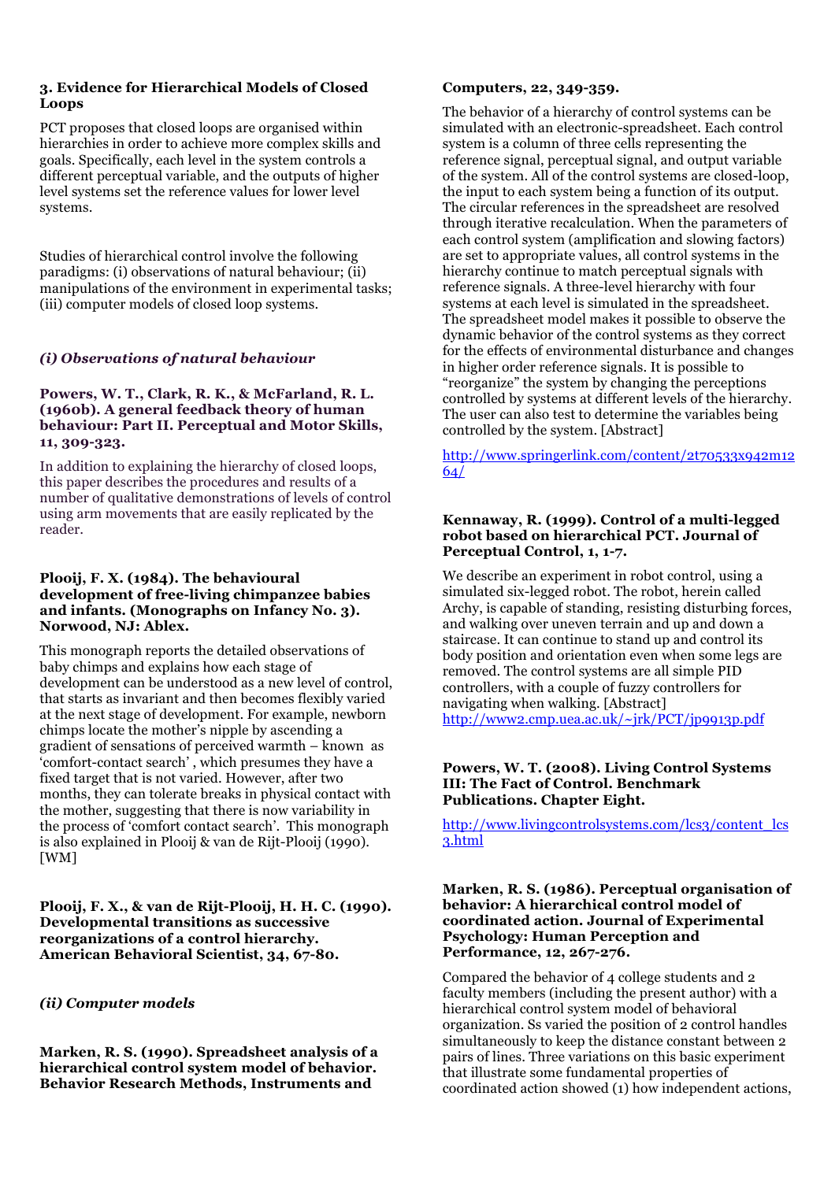## 3. Evidence for Hierarchical Models of Closed Loops

PCT proposes that closed loops are organised within hierarchies in order to achieve more complex skills and goals. Specifically, each level in the system controls a different perceptual variable, and the outputs of higher level systems set the reference values for lower level systems.

Studies of hierarchical control involve the following paradigms: (i) observations of natural behaviour; (ii) manipulations of the environment in experimental tasks; (iii) computer models of closed loop systems.

### *(i) Observations of natural behaviour*

**Powers, W. T., Clark, R. K., & McFarland, R. L. (1960b). A general feedback theory of human behaviour: Part II. Perceptual and Motor Skills, 11, 309-323.**

In addition to explaining the hierarchy of closed loops, this paper describes the procedures and results of a number of qualitative demonstrations of levels of control using arm movements that are easily replicated by the reader.

**Plooij, F. X. (1984). The behavioural development of free-living chimpanzee babies and infants. (Monographs on Infancy No. 3). Norwood, NJ: Ablex.**

This monograph reports the detailed observations of baby chimps and explains how each stage of development can be understood as a new level of control, that starts as invariant and then becomes flexibly varied at the next stage of development. For example, newborn chimps locate the mother's nipple by ascending a gradient of sensations of perceived warmth – known as 'comfort-contact search' , which presumes they have a fixed target that is not varied. However, after two months, they can tolerate breaks in physical contact with the mother, suggesting that there is now variability in the process of 'comfort contact search'. This monograph is also explained in Plooij & van de Rijt-Plooij (1990). [WM]

**Plooij, F. X., & van de Rijt-Plooij, H. H. C. (1990). Developmental transitions as successive reorganizations of a control hierarchy. American Behavioral Scientist, 34, 67-80.**

### *(ii) Computer models*

**Marken, R. S. (1990). Spreadsheet analysis of a hierarchical control system model of behavior. Behavior Research Methods, Instruments and Computers, 22, 349-359.**

The behavior of a hierarchy of control systems can be simulated with an electronic-spreadsheet. Each control system is a column of three cells representing the reference signal, perceptual signal, and output variable of the system. All of the control systems are closed-loop, the input to each system being a function of its output. The circular references in the spreadsheet are resolved through iterative recalculation. When the parameters of each control system (amplification and slowing factors) are set to appropriate values, all control systems in the hierarchy continue to match perceptual signals with reference signals. A three-level hierarchy with four systems at each level is simulated in the spreadsheet. The spreadsheet model makes it possible to observe the dynamic behavior of the control systems as they correct for the effects of environmental disturbance and changes in higher order reference signals. It is possible to "reorganize" the system by changing the perceptions controlled by systems at different levels of the hierarchy. The user can also test to determine the variables being controlled by the system. [Abstract]

http://www.springerlink.com/content/2t70533x942m1264/

**Kennaway, R. (1999). Control of a multi-legged robot based on hierarchical PCT. Journal of Perceptual Control, 1, 1-7.**

We describe an experiment in robot control, using a simulated six-legged robot. The robot, herein called Archy, is capable of standing, resisting disturbing forces, and walking over uneven terrain and up and down a staircase. It can continue to stand up and control its body position and orientation even when some legs are removed. The control systems are all simple PID controllers, with a couple of fuzzy controllers for navigating when walking. [Abstract]
http://www2.cmp.uea.ac.uk/~jrk/PCT/jp9913p.pdf

**Powers, W. T. (2008). Living Control Systems III: The Fact of Control. Benchmark Publications. Chapter Eight.**

http://www.livingcontrolsystems.com/lcs3/content_lcs3.html

**Marken, R. S. (1986). Perceptual organisation of behavior: A hierarchical control model of coordinated action. Journal of Experimental Psychology: Human Perception and Performance, 12, 267-276.**

Compared the behavior of 4 college students and 2 faculty members (including the present author) with a hierarchical control system model of behavioral organization. Ss varied the position of 2 control handles simultaneously to keep the distance constant between 2 pairs of lines. Three variations on this basic experiment that illustrate some fundamental properties of coordinated action showed (1) how independent actions,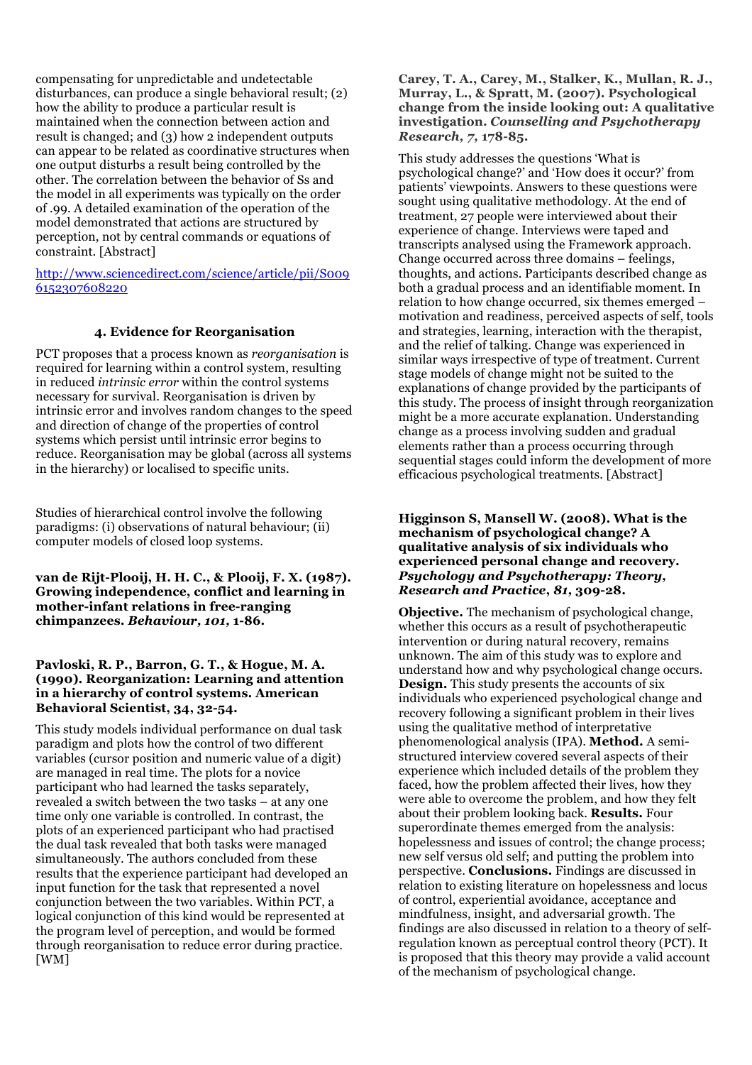compensating for unpredictable and undetectable disturbances, can produce a single behavioral result; (2) how the ability to produce a particular result is maintained when the connection between action and result is changed; and (3) how 2 independent outputs can appear to be related as coordinative structures when one output disturbs a result being controlled by the other. The correlation between the behavior of Ss and the model in all experiments was typically on the order of .99. A detailed examination of the operation of the model demonstrated that actions are structured by perception, not by central commands or equations of constraint. [Abstract]

http://www.sciencedirect.com/science/article/pii/S0096152307608220

#### 4. Evidence for Reorganisation

PCT proposes that a process known as *reorganisation* is required for learning within a control system, resulting in reduced *intrinsic error* within the control systems necessary for survival. Reorganisation is driven by intrinsic error and involves random changes to the speed and direction of change of the properties of control systems which persist until intrinsic error begins to reduce. Reorganisation may be global (across all systems in the hierarchy) or localised to specific units.

Studies of hierarchical control involve the following paradigms: (i) observations of natural behaviour; (ii) computer models of closed loop systems.

**van de Rijt-Plooij, H. H. C., & Plooij, F. X. (1987). Growing independence, conflict and learning in mother-infant relations in free-ranging chimpanzees. *Behaviour, 101,* 1-86.**

**Pavloski, R. P., Barron, G. T., & Hogue, M. A. (1990). Reorganization: Learning and attention in a hierarchy of control systems. American Behavioral Scientist, 34, 32-54.**

This study models individual performance on dual task paradigm and plots how the control of two different variables (cursor position and numeric value of a digit) are managed in real time. The plots for a novice participant who had learned the tasks separately, revealed a switch between the two tasks – at any one time only one variable is controlled. In contrast, the plots of an experienced participant who had practised the dual task revealed that both tasks were managed simultaneously. The authors concluded from these results that the experience participant had developed an input function for the task that represented a novel conjunction between the two variables. Within PCT, a logical conjunction of this kind would be represented at the program level of perception, and would be formed through reorganisation to reduce error during practice. [WM]

**Carey, T. A., Carey, M., Stalker, K., Mullan, R. J., Murray, L., & Spratt, M. (2007). Psychological change from the inside looking out: A qualitative investigation. *Counselling and Psychotherapy Research, 7,* 178-85.**

This study addresses the questions 'What is psychological change?' and 'How does it occur?' from patients' viewpoints. Answers to these questions were sought using qualitative methodology. At the end of treatment, 27 people were interviewed about their experience of change. Interviews were taped and transcripts analysed using the Framework approach. Change occurred across three domains – feelings, thoughts, and actions. Participants described change as both a gradual process and an identifiable moment. In relation to how change occurred, six themes emerged – motivation and readiness, perceived aspects of self, tools and strategies, learning, interaction with the therapist, and the relief of talking. Change was experienced in similar ways irrespective of type of treatment. Current stage models of change might not be suited to the explanations of change provided by the participants of this study. The process of insight through reorganization might be a more accurate explanation. Understanding change as a process involving sudden and gradual elements rather than a process occurring through sequential stages could inform the development of more efficacious psychological treatments. [Abstract]

**Higginson S, Mansell W. (2008). What is the mechanism of psychological change? A qualitative analysis of six individuals who experienced personal change and recovery. *Psychology and Psychotherapy: Theory, Research and Practice, 81,* 309-28.**

**Objective.** The mechanism of psychological change, whether this occurs as a result of psychotherapeutic intervention or during natural recovery, remains unknown. The aim of this study was to explore and understand how and why psychological change occurs. **Design.** This study presents the accounts of six individuals who experienced psychological change and recovery following a significant problem in their lives using the qualitative method of interpretative phenomenological analysis (IPA). **Method.** A semi-structured interview covered several aspects of their experience which included details of the problem they faced, how the problem affected their lives, how they were able to overcome the problem, and how they felt about their problem looking back. **Results.** Four superordinate themes emerged from the analysis: hopelessness and issues of control; the change process; new self versus old self; and putting the problem into perspective. **Conclusions.** Findings are discussed in relation to existing literature on hopelessness and locus of control, experiential avoidance, acceptance and mindfulness, insight, and adversarial growth. The findings are also discussed in relation to a theory of self-regulation known as perceptual control theory (PCT). It is proposed that this theory may provide a valid account of the mechanism of psychological change.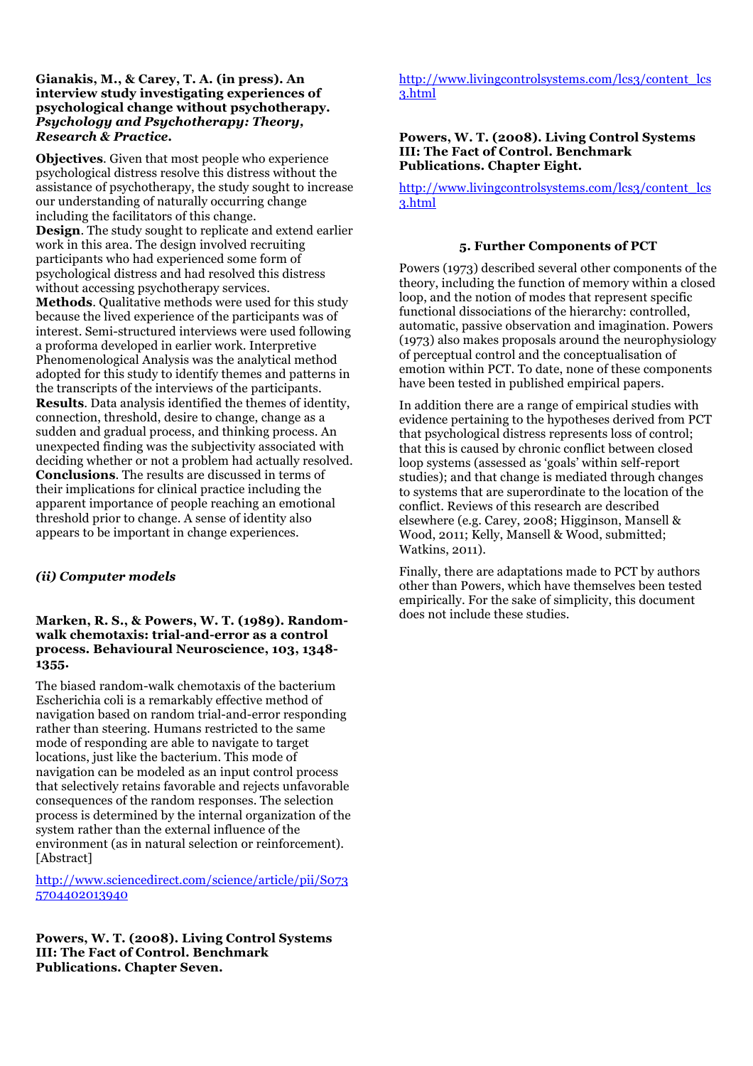**Gianakis, M., & Carey, T. A. (in press). An interview study investigating experiences of psychological change without psychotherapy. *Psychology and Psychotherapy: Theory, Research & Practice.***

**Objectives**. Given that most people who experience psychological distress resolve this distress without the assistance of psychotherapy, the study sought to increase our understanding of naturally occurring change including the facilitators of this change.
**Design**. The study sought to replicate and extend earlier work in this area. The design involved recruiting participants who had experienced some form of psychological distress and had resolved this distress without accessing psychotherapy services.
**Methods**. Qualitative methods were used for this study because the lived experience of the participants was of interest. Semi-structured interviews were used following a proforma developed in earlier work. Interpretive Phenomenological Analysis was the analytical method adopted for this study to identify themes and patterns in the transcripts of the interviews of the participants.
**Results**. Data analysis identified the themes of identity, connection, threshold, desire to change, change as a sudden and gradual process, and thinking process. An unexpected finding was the subjectivity associated with deciding whether or not a problem had actually resolved.
**Conclusions**. The results are discussed in terms of their implications for clinical practice including the apparent importance of people reaching an emotional threshold prior to change. A sense of identity also appears to be important in change experiences.

### *(ii) Computer models*

**Marken, R. S., & Powers, W. T. (1989). Random-walk chemotaxis: trial-and-error as a control process. Behavioural Neuroscience, 103, 1348-1355.**

The biased random-walk chemotaxis of the bacterium Escherichia coli is a remarkably effective method of navigation based on random trial-and-error responding rather than steering. Humans restricted to the same mode of responding are able to navigate to target locations, just like the bacterium. This mode of navigation can be modeled as an input control process that selectively retains favorable and rejects unfavorable consequences of the random responses. The selection process is determined by the internal organization of the system rather than the external influence of the environment (as in natural selection or reinforcement). [Abstract]

http://www.sciencedirect.com/science/article/pii/S0735704402013940

**Powers, W. T. (2008). Living Control Systems III: The Fact of Control. Benchmark Publications. Chapter Seven.**

http://www.livingcontrolsystems.com/lcs3/content_lcs3.html

**Powers, W. T. (2008). Living Control Systems III: The Fact of Control. Benchmark Publications. Chapter Eight.**

http://www.livingcontrolsystems.com/lcs3/content_lcs3.html

## 5. Further Components of PCT

Powers (1973) described several other components of the theory, including the function of memory within a closed loop, and the notion of modes that represent specific functional dissociations of the hierarchy: controlled, automatic, passive observation and imagination. Powers (1973) also makes proposals around the neurophysiology of perceptual control and the conceptualisation of emotion within PCT. To date, none of these components have been tested in published empirical papers.

In addition there are a range of empirical studies with evidence pertaining to the hypotheses derived from PCT that psychological distress represents loss of control; that this is caused by chronic conflict between closed loop systems (assessed as 'goals' within self-report studies); and that change is mediated through changes to systems that are superordinate to the location of the conflict. Reviews of this research are described elsewhere (e.g. Carey, 2008; Higginson, Mansell & Wood, 2011; Kelly, Mansell & Wood, submitted; Watkins, 2011).

Finally, there are adaptations made to PCT by authors other than Powers, which have themselves been tested empirically. For the sake of simplicity, this document does not include these studies.